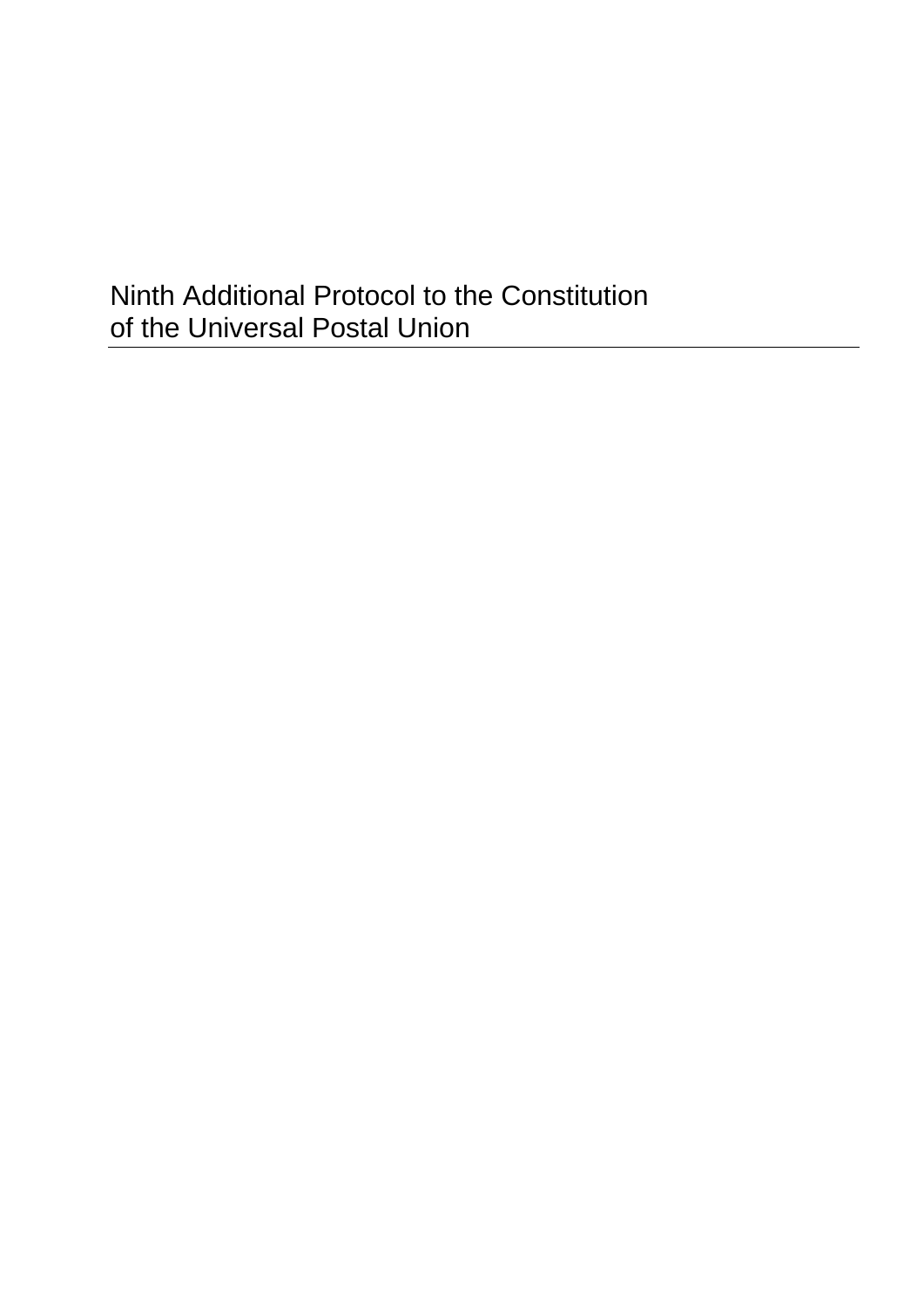# Ninth Additional Protocol to the Constitution of the Universal Postal Union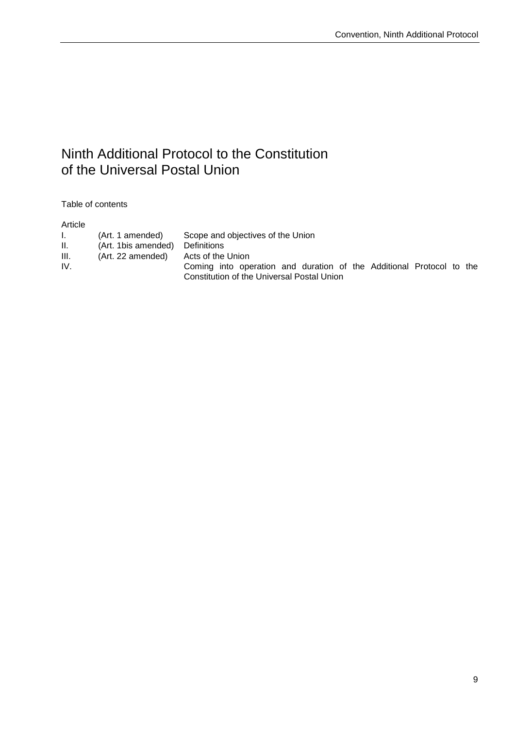# Ninth Additional Protocol to the Constitution of the Universal Postal Union

Table of contents

| Article | | |
|---|---|---|
| I. | (Art. 1 amended) | Scope and objectives of the Union |
| II. | (Art. 1bis amended) | Definitions |
| III. | (Art. 22 amended) | Acts of the Union |
| IV. | | Coming into operation and duration of the Additional Protocol to the Constitution of the Universal Postal Union |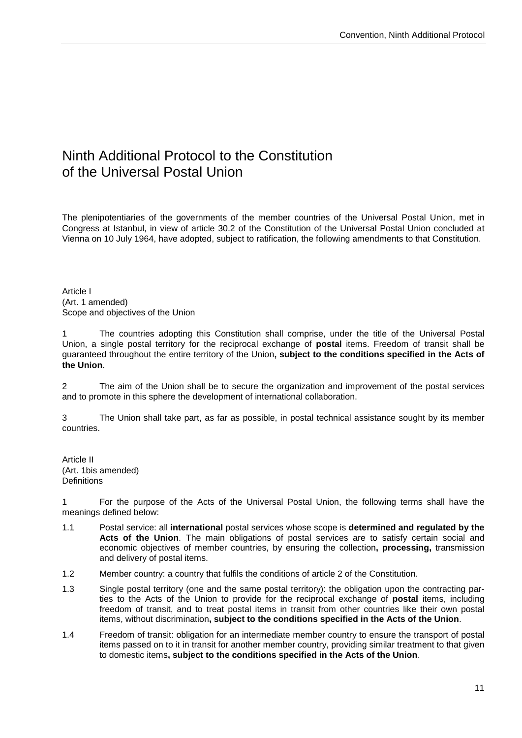# Ninth Additional Protocol to the Constitution of the Universal Postal Union

The plenipotentiaries of the governments of the member countries of the Universal Postal Union, met in Congress at Istanbul, in view of article 30.2 of the Constitution of the Universal Postal Union concluded at Vienna on 10 July 1964, have adopted, subject to ratification, the following amendments to that Constitution.

Article I
(Art. 1 amended)
Scope and objectives of the Union

1 The countries adopting this Constitution shall comprise, under the title of the Universal Postal Union, a single postal territory for the reciprocal exchange of **postal** items. Freedom of transit shall be guaranteed throughout the entire territory of the Union**, subject to the conditions specified in the Acts of the Union**.

2 The aim of the Union shall be to secure the organization and improvement of the postal services and to promote in this sphere the development of international collaboration.

3 The Union shall take part, as far as possible, in postal technical assistance sought by its member countries.

Article II
(Art. 1bis amended)
Definitions

1 For the purpose of the Acts of the Universal Postal Union, the following terms shall have the meanings defined below:

1.1 Postal service: all **international** postal services whose scope is **determined and regulated by the Acts of the Union**. The main obligations of postal services are to satisfy certain social and economic objectives of member countries, by ensuring the collection**, processing,** transmission and delivery of postal items.

1.2 Member country: a country that fulfils the conditions of article 2 of the Constitution.

1.3 Single postal territory (one and the same postal territory): the obligation upon the contracting parties to the Acts of the Union to provide for the reciprocal exchange of **postal** items, including freedom of transit, and to treat postal items in transit from other countries like their own postal items, without discrimination**, subject to the conditions specified in the Acts of the Union**.

1.4 Freedom of transit: obligation for an intermediate member country to ensure the transport of postal items passed on to it in transit for another member country, providing similar treatment to that given to domestic items**, subject to the conditions specified in the Acts of the Union**.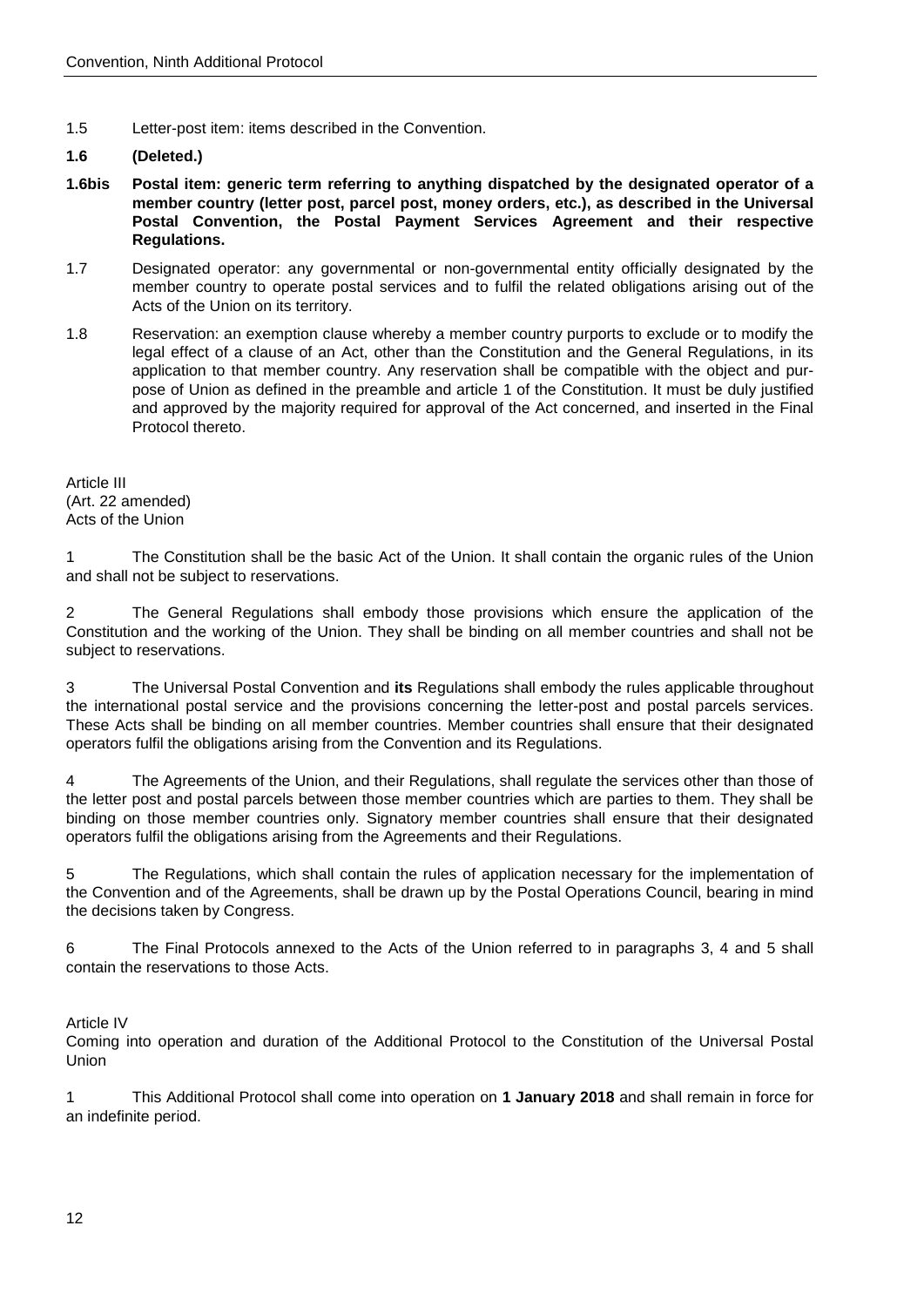1.5 Letter-post item: items described in the Convention.

**1.6 (Deleted.)**

**1.6bis Postal item: generic term referring to anything dispatched by the designated operator of a member country (letter post, parcel post, money orders, etc.), as described in the Universal Postal Convention, the Postal Payment Services Agreement and their respective Regulations.**

1.7 Designated operator: any governmental or non-governmental entity officially designated by the member country to operate postal services and to fulfil the related obligations arising out of the Acts of the Union on its territory.

1.8 Reservation: an exemption clause whereby a member country purports to exclude or to modify the legal effect of a clause of an Act, other than the Constitution and the General Regulations, in its application to that member country. Any reservation shall be compatible with the object and purpose of Union as defined in the preamble and article 1 of the Constitution. It must be duly justified and approved by the majority required for approval of the Act concerned, and inserted in the Final Protocol thereto.

Article III
(Art. 22 amended)
Acts of the Union

1 The Constitution shall be the basic Act of the Union. It shall contain the organic rules of the Union and shall not be subject to reservations.

2 The General Regulations shall embody those provisions which ensure the application of the Constitution and the working of the Union. They shall be binding on all member countries and shall not be subject to reservations.

3 The Universal Postal Convention and **its** Regulations shall embody the rules applicable throughout the international postal service and the provisions concerning the letter-post and postal parcels services. These Acts shall be binding on all member countries. Member countries shall ensure that their designated operators fulfil the obligations arising from the Convention and its Regulations.

4 The Agreements of the Union, and their Regulations, shall regulate the services other than those of the letter post and postal parcels between those member countries which are parties to them. They shall be binding on those member countries only. Signatory member countries shall ensure that their designated operators fulfil the obligations arising from the Agreements and their Regulations.

5 The Regulations, which shall contain the rules of application necessary for the implementation of the Convention and of the Agreements, shall be drawn up by the Postal Operations Council, bearing in mind the decisions taken by Congress.

6 The Final Protocols annexed to the Acts of the Union referred to in paragraphs 3, 4 and 5 shall contain the reservations to those Acts.

Article IV
Coming into operation and duration of the Additional Protocol to the Constitution of the Universal Postal Union

1 This Additional Protocol shall come into operation on **1 January 2018** and shall remain in force for an indefinite period.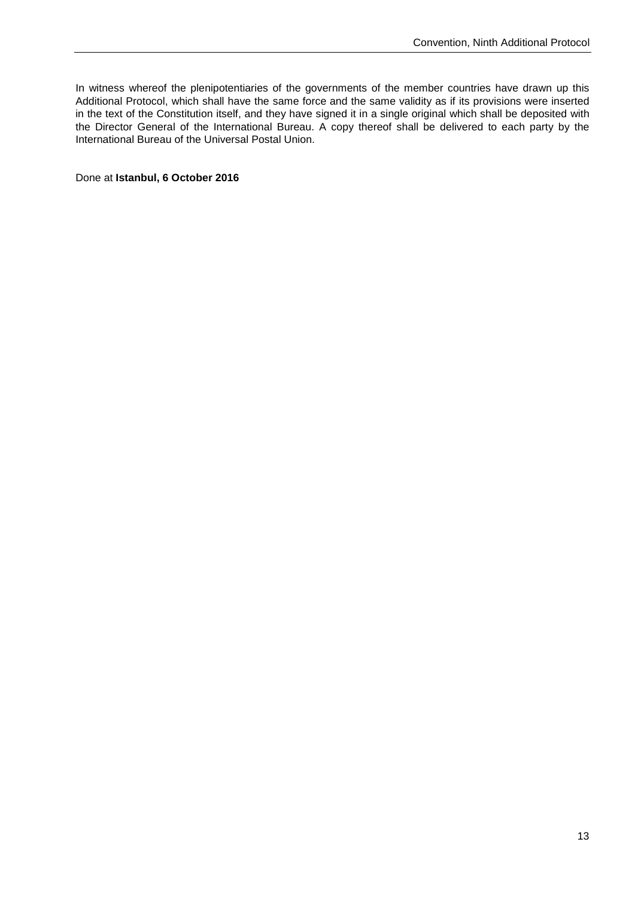In witness whereof the plenipotentiaries of the governments of the member countries have drawn up this Additional Protocol, which shall have the same force and the same validity as if its provisions were inserted in the text of the Constitution itself, and they have signed it in a single original which shall be deposited with the Director General of the International Bureau. A copy thereof shall be delivered to each party by the International Bureau of the Universal Postal Union.

Done at **Istanbul, 6 October 2016**